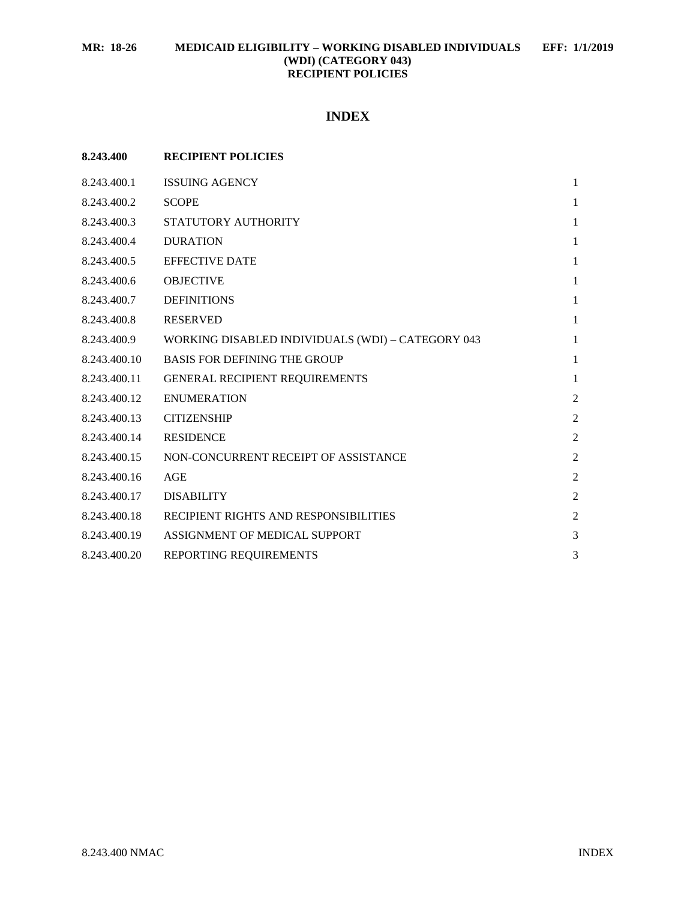# INDEX

**8.243.400 RECIPIENT POLICIES**

| | | |
|---|---|---|
| 8.243.400.1 | ISSUING AGENCY | 1 |
| 8.243.400.2 | SCOPE | 1 |
| 8.243.400.3 | STATUTORY AUTHORITY | 1 |
| 8.243.400.4 | DURATION | 1 |
| 8.243.400.5 | EFFECTIVE DATE | 1 |
| 8.243.400.6 | OBJECTIVE | 1 |
| 8.243.400.7 | DEFINITIONS | 1 |
| 8.243.400.8 | RESERVED | 1 |
| 8.243.400.9 | WORKING DISABLED INDIVIDUALS (WDI) – CATEGORY 043 | 1 |
| 8.243.400.10 | BASIS FOR DEFINING THE GROUP | 1 |
| 8.243.400.11 | GENERAL RECIPIENT REQUIREMENTS | 1 |
| 8.243.400.12 | ENUMERATION | 2 |
| 8.243.400.13 | CITIZENSHIP | 2 |
| 8.243.400.14 | RESIDENCE | 2 |
| 8.243.400.15 | NON-CONCURRENT RECEIPT OF ASSISTANCE | 2 |
| 8.243.400.16 | AGE | 2 |
| 8.243.400.17 | DISABILITY | 2 |
| 8.243.400.18 | RECIPIENT RIGHTS AND RESPONSIBILITIES | 2 |
| 8.243.400.19 | ASSIGNMENT OF MEDICAL SUPPORT | 3 |
| 8.243.400.20 | REPORTING REQUIREMENTS | 3 |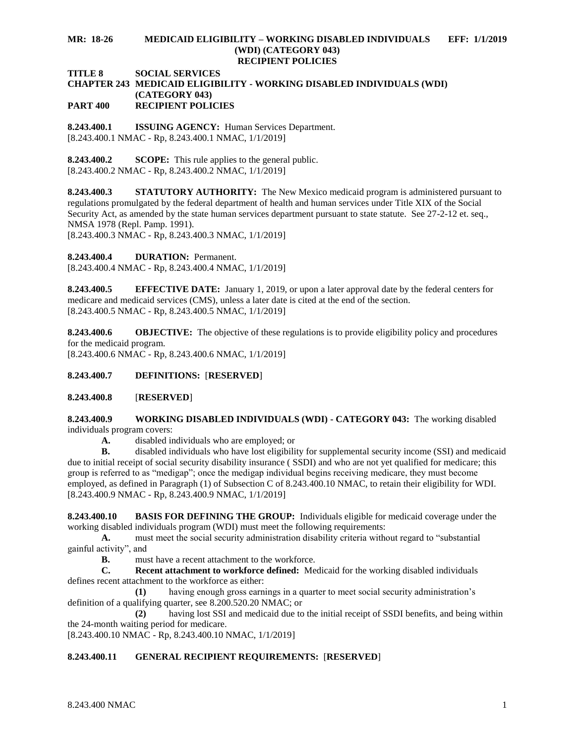**MR: 18-26 MEDICAID ELIGIBILITY – WORKING DISABLED INDIVIDUALS (WDI) (CATEGORY 043) RECIPIENT POLICIES EFF: 1/1/2019**

**TITLE 8 SOCIAL SERVICES**
**CHAPTER 243 MEDICAID ELIGIBILITY - WORKING DISABLED INDIVIDUALS (WDI) (CATEGORY 043)**
**PART 400 RECIPIENT POLICIES**

**8.243.400.1 ISSUING AGENCY:** Human Services Department.
[8.243.400.1 NMAC - Rp, 8.243.400.1 NMAC, 1/1/2019]

**8.243.400.2 SCOPE:** This rule applies to the general public.
[8.243.400.2 NMAC - Rp, 8.243.400.2 NMAC, 1/1/2019]

**8.243.400.3 STATUTORY AUTHORITY:** The New Mexico medicaid program is administered pursuant to regulations promulgated by the federal department of health and human services under Title XIX of the Social Security Act, as amended by the state human services department pursuant to state statute. See 27-2-12 et. seq., NMSA 1978 (Repl. Pamp. 1991).
[8.243.400.3 NMAC - Rp, 8.243.400.3 NMAC, 1/1/2019]

**8.243.400.4 DURATION:** Permanent.
[8.243.400.4 NMAC - Rp, 8.243.400.4 NMAC, 1/1/2019]

**8.243.400.5 EFFECTIVE DATE:** January 1, 2019, or upon a later approval date by the federal centers for medicare and medicaid services (CMS), unless a later date is cited at the end of the section.
[8.243.400.5 NMAC - Rp, 8.243.400.5 NMAC, 1/1/2019]

**8.243.400.6 OBJECTIVE:** The objective of these regulations is to provide eligibility policy and procedures for the medicaid program.
[8.243.400.6 NMAC - Rp, 8.243.400.6 NMAC, 1/1/2019]

**8.243.400.7 DEFINITIONS:** [**RESERVED**]

**8.243.400.8** [**RESERVED**]

**8.243.400.9 WORKING DISABLED INDIVIDUALS (WDI) - CATEGORY 043:** The working disabled individuals program covers:

**A.** disabled individuals who are employed; or

**B.** disabled individuals who have lost eligibility for supplemental security income (SSI) and medicaid due to initial receipt of social security disability insurance ( SSDI) and who are not yet qualified for medicare; this group is referred to as "medigap"; once the medigap individual begins receiving medicare, they must become employed, as defined in Paragraph (1) of Subsection C of 8.243.400.10 NMAC, to retain their eligibility for WDI.
[8.243.400.9 NMAC - Rp, 8.243.400.9 NMAC, 1/1/2019]

**8.243.400.10 BASIS FOR DEFINING THE GROUP:** Individuals eligible for medicaid coverage under the working disabled individuals program (WDI) must meet the following requirements:

**A.** must meet the social security administration disability criteria without regard to "substantial gainful activity", and

**B.** must have a recent attachment to the workforce.

**C. Recent attachment to workforce defined:** Medicaid for the working disabled individuals defines recent attachment to the workforce as either:

**(1)** having enough gross earnings in a quarter to meet social security administration's definition of a qualifying quarter, see 8.200.520.20 NMAC; or

**(2)** having lost SSI and medicaid due to the initial receipt of SSDI benefits, and being within the 24-month waiting period for medicare.
[8.243.400.10 NMAC - Rp, 8.243.400.10 NMAC, 1/1/2019]

**8.243.400.11 GENERAL RECIPIENT REQUIREMENTS:** [**RESERVED**]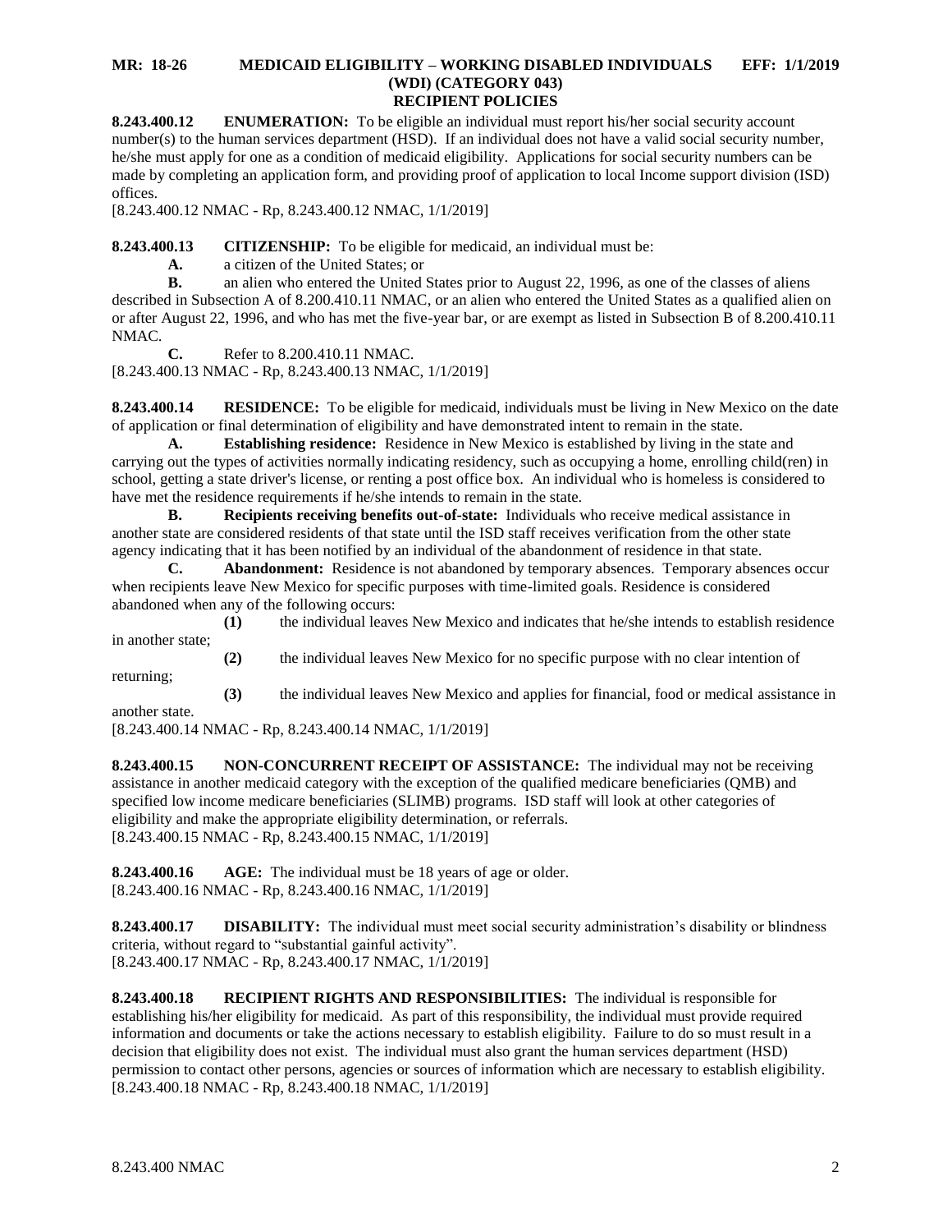**8.243.400.12 ENUMERATION:** To be eligible an individual must report his/her social security account number(s) to the human services department (HSD). If an individual does not have a valid social security number, he/she must apply for one as a condition of medicaid eligibility. Applications for social security numbers can be made by completing an application form, and providing proof of application to local Income support division (ISD) offices.
[8.243.400.12 NMAC - Rp, 8.243.400.12 NMAC, 1/1/2019]

**8.243.400.13 CITIZENSHIP:** To be eligible for medicaid, an individual must be:

**A.** a citizen of the United States; or

**B.** an alien who entered the United States prior to August 22, 1996, as one of the classes of aliens described in Subsection A of 8.200.410.11 NMAC, or an alien who entered the United States as a qualified alien on or after August 22, 1996, and who has met the five-year bar, or are exempt as listed in Subsection B of 8.200.410.11 NMAC.

**C.** Refer to 8.200.410.11 NMAC.
[8.243.400.13 NMAC - Rp, 8.243.400.13 NMAC, 1/1/2019]

**8.243.400.14 RESIDENCE:** To be eligible for medicaid, individuals must be living in New Mexico on the date of application or final determination of eligibility and have demonstrated intent to remain in the state.

**A. Establishing residence:** Residence in New Mexico is established by living in the state and carrying out the types of activities normally indicating residency, such as occupying a home, enrolling child(ren) in school, getting a state driver's license, or renting a post office box. An individual who is homeless is considered to have met the residence requirements if he/she intends to remain in the state.

**B. Recipients receiving benefits out-of-state:** Individuals who receive medical assistance in another state are considered residents of that state until the ISD staff receives verification from the other state agency indicating that it has been notified by an individual of the abandonment of residence in that state.

**C. Abandonment:** Residence is not abandoned by temporary absences. Temporary absences occur when recipients leave New Mexico for specific purposes with time-limited goals. Residence is considered abandoned when any of the following occurs:

**(1)** the individual leaves New Mexico and indicates that he/she intends to establish residence in another state;

**(2)** the individual leaves New Mexico for no specific purpose with no clear intention of returning;

**(3)** the individual leaves New Mexico and applies for financial, food or medical assistance in another state.
[8.243.400.14 NMAC - Rp, 8.243.400.14 NMAC, 1/1/2019]

**8.243.400.15 NON-CONCURRENT RECEIPT OF ASSISTANCE:** The individual may not be receiving assistance in another medicaid category with the exception of the qualified medicare beneficiaries (QMB) and specified low income medicare beneficiaries (SLIMB) programs. ISD staff will look at other categories of eligibility and make the appropriate eligibility determination, or referrals.
[8.243.400.15 NMAC - Rp, 8.243.400.15 NMAC, 1/1/2019]

**8.243.400.16 AGE:** The individual must be 18 years of age or older.
[8.243.400.16 NMAC - Rp, 8.243.400.16 NMAC, 1/1/2019]

**8.243.400.17 DISABILITY:** The individual must meet social security administration's disability or blindness criteria, without regard to "substantial gainful activity".
[8.243.400.17 NMAC - Rp, 8.243.400.17 NMAC, 1/1/2019]

**8.243.400.18 RECIPIENT RIGHTS AND RESPONSIBILITIES:** The individual is responsible for establishing his/her eligibility for medicaid. As part of this responsibility, the individual must provide required information and documents or take the actions necessary to establish eligibility. Failure to do so must result in a decision that eligibility does not exist. The individual must also grant the human services department (HSD) permission to contact other persons, agencies or sources of information which are necessary to establish eligibility.
[8.243.400.18 NMAC - Rp, 8.243.400.18 NMAC, 1/1/2019]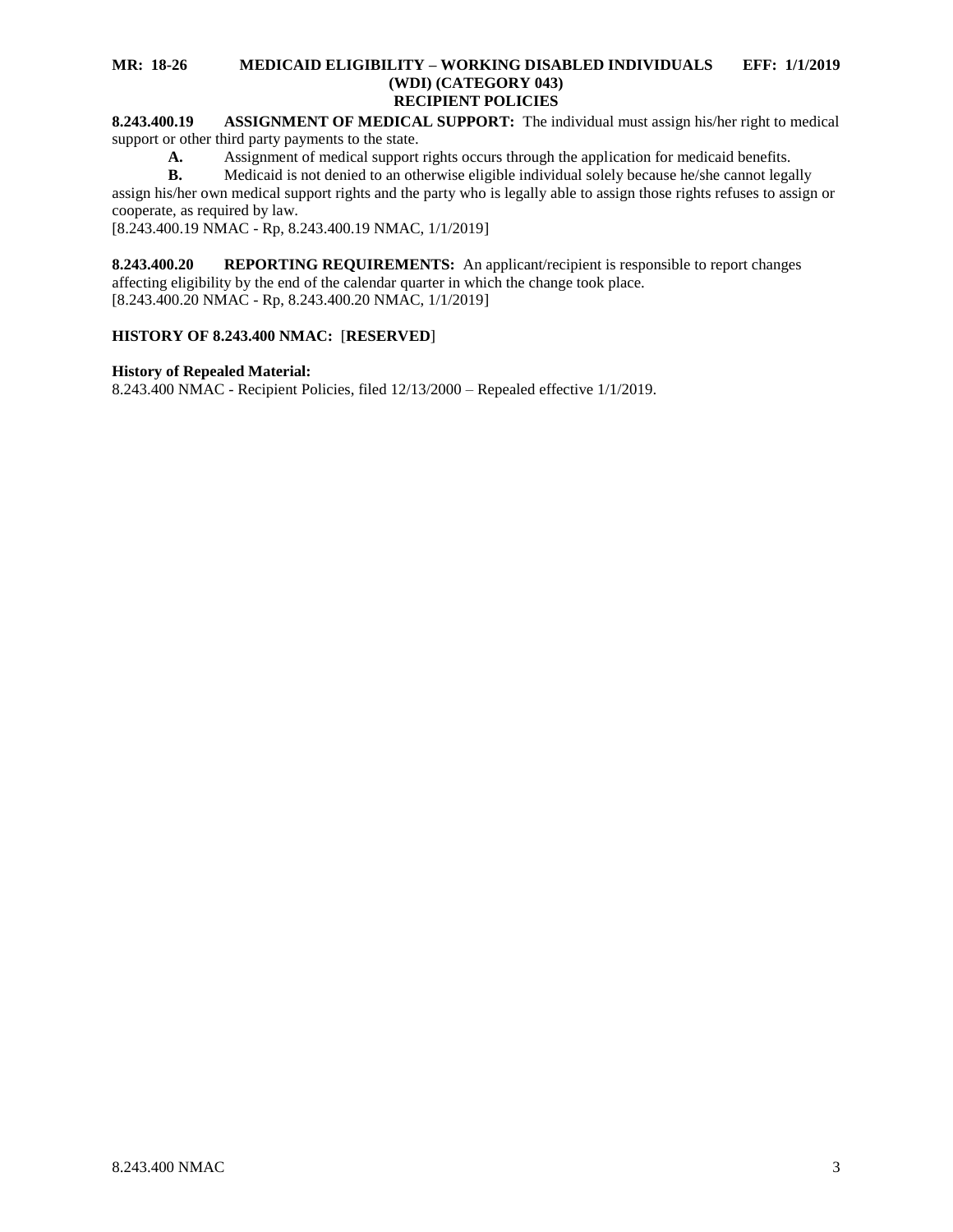**8.243.400.19 ASSIGNMENT OF MEDICAL SUPPORT:** The individual must assign his/her right to medical support or other third party payments to the state.

**A.** Assignment of medical support rights occurs through the application for medicaid benefits.

**B.** Medicaid is not denied to an otherwise eligible individual solely because he/she cannot legally assign his/her own medical support rights and the party who is legally able to assign those rights refuses to assign or cooperate, as required by law.

[8.243.400.19 NMAC - Rp, 8.243.400.19 NMAC, 1/1/2019]

**8.243.400.20 REPORTING REQUIREMENTS:** An applicant/recipient is responsible to report changes affecting eligibility by the end of the calendar quarter in which the change took place.

[8.243.400.20 NMAC - Rp, 8.243.400.20 NMAC, 1/1/2019]

**HISTORY OF 8.243.400 NMAC:** [**RESERVED**]

**History of Repealed Material:**

8.243.400 NMAC - Recipient Policies, filed 12/13/2000 – Repealed effective 1/1/2019.